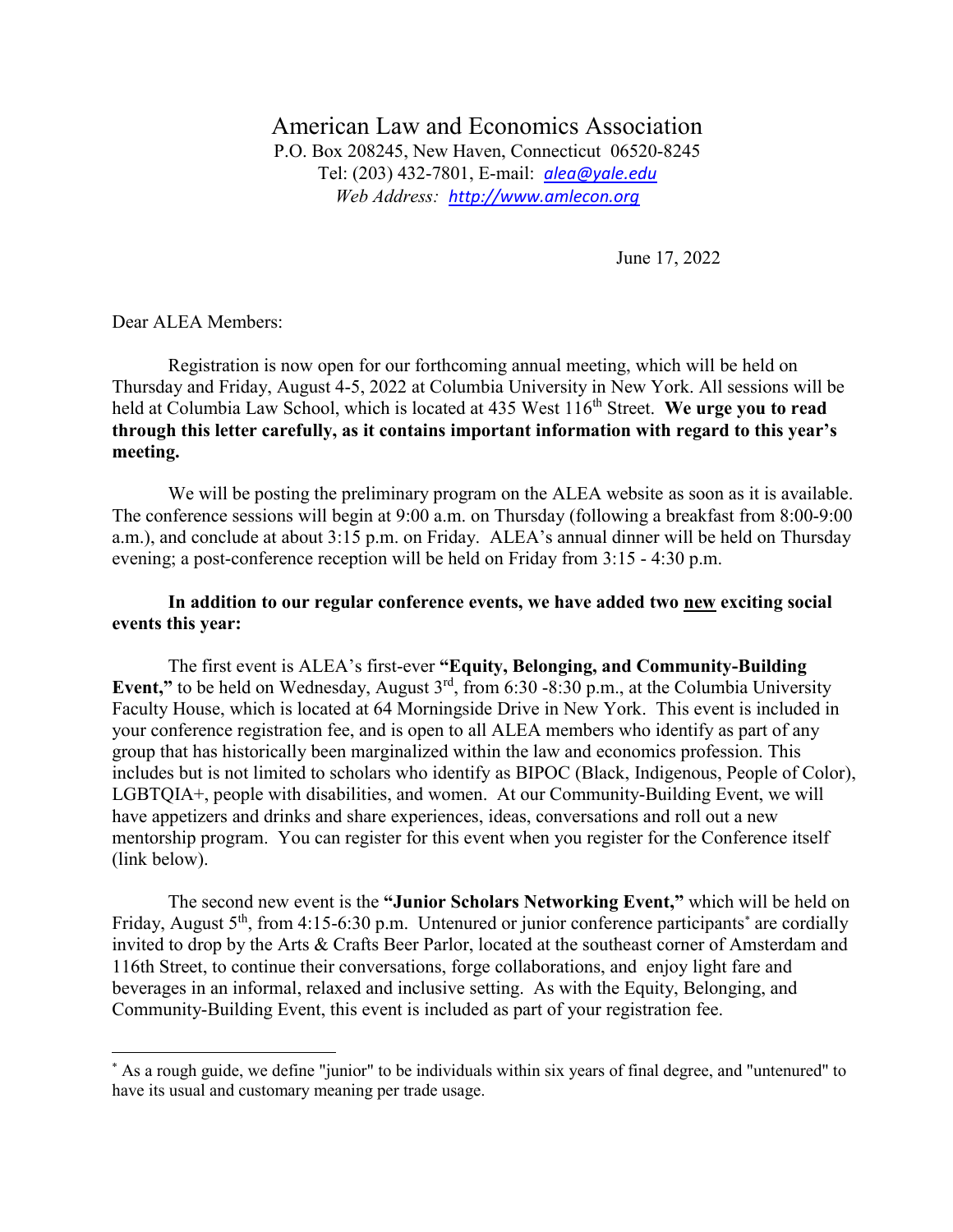# American Law and Economics Association

P.O. Box 208245, New Haven, Connecticut 06520-8245
Tel: (203) 432-7801, E-mail: *alea@yale.edu*
*Web Address: http://www.amlecon.org*

June 17, 2022

Dear ALEA Members:

Registration is now open for our forthcoming annual meeting, which will be held on Thursday and Friday, August 4-5, 2022 at Columbia University in New York. All sessions will be held at Columbia Law School, which is located at 435 West 116th Street. **We urge you to read through this letter carefully, as it contains important information with regard to this year's meeting.**

We will be posting the preliminary program on the ALEA website as soon as it is available. The conference sessions will begin at 9:00 a.m. on Thursday (following a breakfast from 8:00-9:00 a.m.), and conclude at about 3:15 p.m. on Friday. ALEA's annual dinner will be held on Thursday evening; a post-conference reception will be held on Friday from 3:15 - 4:30 p.m.

**In addition to our regular conference events, we have added two new exciting social events this year:**

The first event is ALEA's first-ever **"Equity, Belonging, and Community-Building Event,"** to be held on Wednesday, August 3rd, from 6:30 -8:30 p.m., at the Columbia University Faculty House, which is located at 64 Morningside Drive in New York. This event is included in your conference registration fee, and is open to all ALEA members who identify as part of any group that has historically been marginalized within the law and economics profession. This includes but is not limited to scholars who identify as BIPOC (Black, Indigenous, People of Color), LGBTQIA+, people with disabilities, and women. At our Community-Building Event, we will have appetizers and drinks and share experiences, ideas, conversations and roll out a new mentorship program. You can register for this event when you register for the Conference itself (link below).

The second new event is the **"Junior Scholars Networking Event,"** which will be held on Friday, August 5th, from 4:15-6:30 p.m. Untenured or junior conference participants[*] are cordially invited to drop by the Arts & Crafts Beer Parlor, located at the southeast corner of Amsterdam and 116th Street, to continue their conversations, forge collaborations, and enjoy light fare and beverages in an informal, relaxed and inclusive setting. As with the Equity, Belonging, and Community-Building Event, this event is included as part of your registration fee.

---

[*] As a rough guide, we define "junior" to be individuals within six years of final degree, and "untenured" to have its usual and customary meaning per trade usage.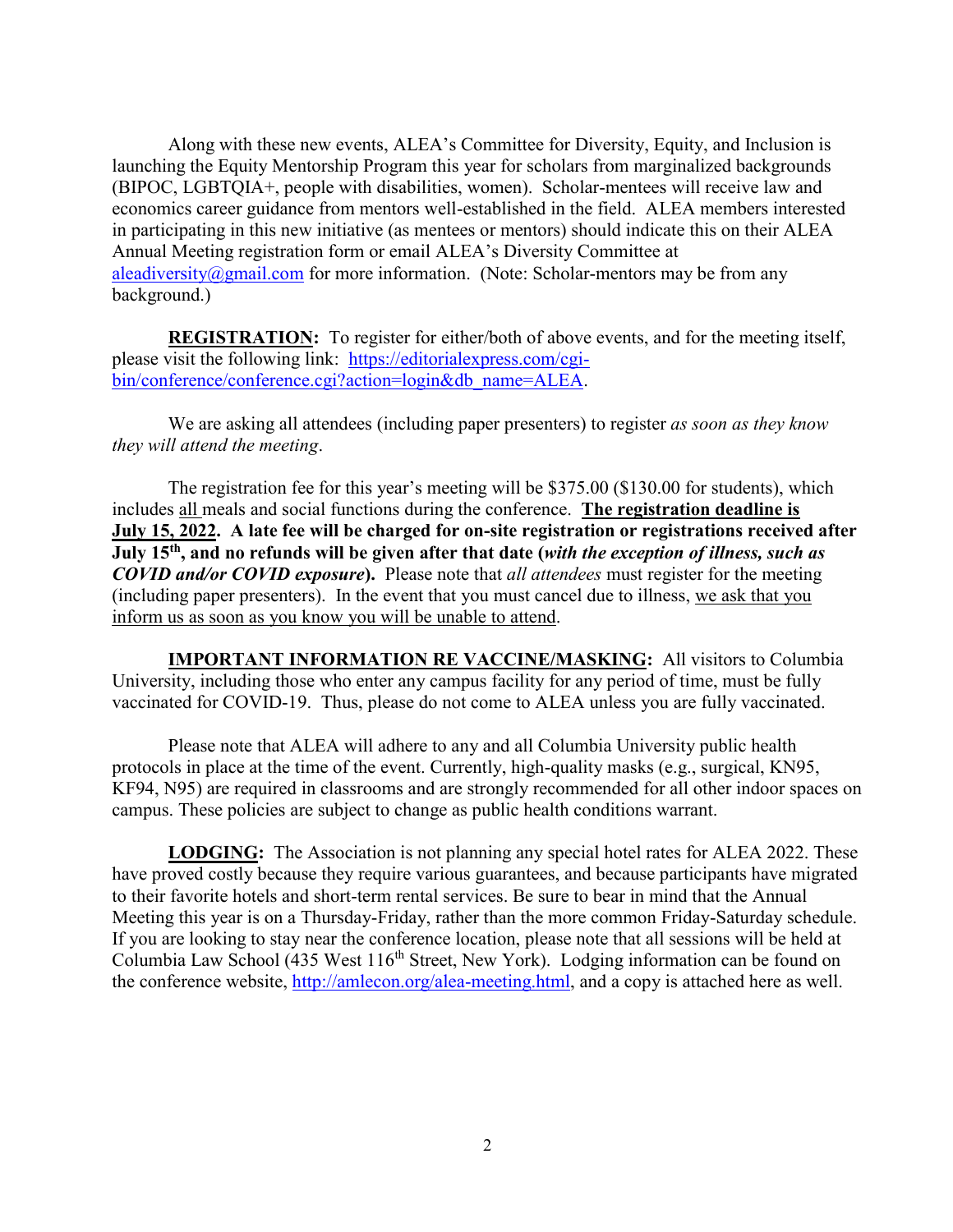Along with these new events, ALEA's Committee for Diversity, Equity, and Inclusion is launching the Equity Mentorship Program this year for scholars from marginalized backgrounds (BIPOC, LGBTQIA+, people with disabilities, women). Scholar-mentees will receive law and economics career guidance from mentors well-established in the field. ALEA members interested in participating in this new initiative (as mentees or mentors) should indicate this on their ALEA Annual Meeting registration form or email ALEA's Diversity Committee at [aleadiversity@gmail.com](mailto:aleadiversity@gmail.com) for more information. (Note: Scholar-mentors may be from any background.)

**REGISTRATION:** To register for either/both of above events, and for the meeting itself, please visit the following link: [https://editorialexpress.com/cgi-bin/conference/conference.cgi?action=login&db_name=ALEA](https://editorialexpress.com/cgi-bin/conference/conference.cgi?action=login&db_name=ALEA).

We are asking all attendees (including paper presenters) to register *as soon as they know they will attend the meeting*.

The registration fee for this year's meeting will be $375.00 ($130.00 for students), which includes all meals and social functions during the conference. **The registration deadline is July 15, 2022. A late fee will be charged for on-site registration or registrations received after July 15th, and no refunds will be given after that date (*with the exception of illness, such as COVID and/or COVID exposure*).** Please note that *all attendees* must register for the meeting (including paper presenters). In the event that you must cancel due to illness, we ask that you inform us as soon as you know you will be unable to attend.

**IMPORTANT INFORMATION RE VACCINE/MASKING:** All visitors to Columbia University, including those who enter any campus facility for any period of time, must be fully vaccinated for COVID-19. Thus, please do not come to ALEA unless you are fully vaccinated.

Please note that ALEA will adhere to any and all Columbia University public health protocols in place at the time of the event. Currently, high-quality masks (e.g., surgical, KN95, KF94, N95) are required in classrooms and are strongly recommended for all other indoor spaces on campus. These policies are subject to change as public health conditions warrant.

**LODGING:** The Association is not planning any special hotel rates for ALEA 2022. These have proved costly because they require various guarantees, and because participants have migrated to their favorite hotels and short-term rental services. Be sure to bear in mind that the Annual Meeting this year is on a Thursday-Friday, rather than the more common Friday-Saturday schedule. If you are looking to stay near the conference location, please note that all sessions will be held at Columbia Law School (435 West 116th Street, New York). Lodging information can be found on the conference website, [http://amlecon.org/alea-meeting.html](http://amlecon.org/alea-meeting.html), and a copy is attached here as well.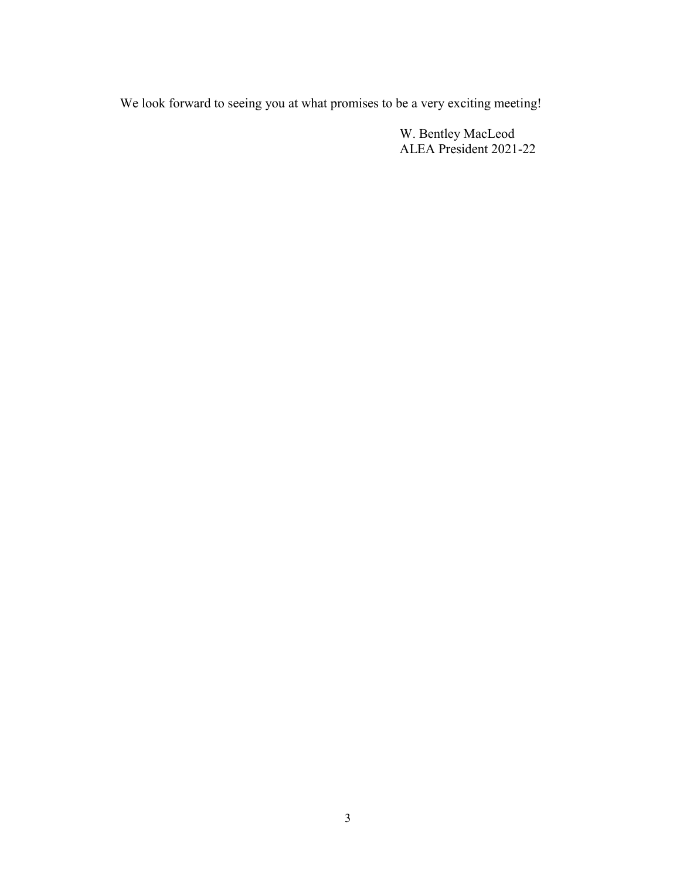We look forward to seeing you at what promises to be a very exciting meeting!

W. Bentley MacLeod
ALEA President 2021-22